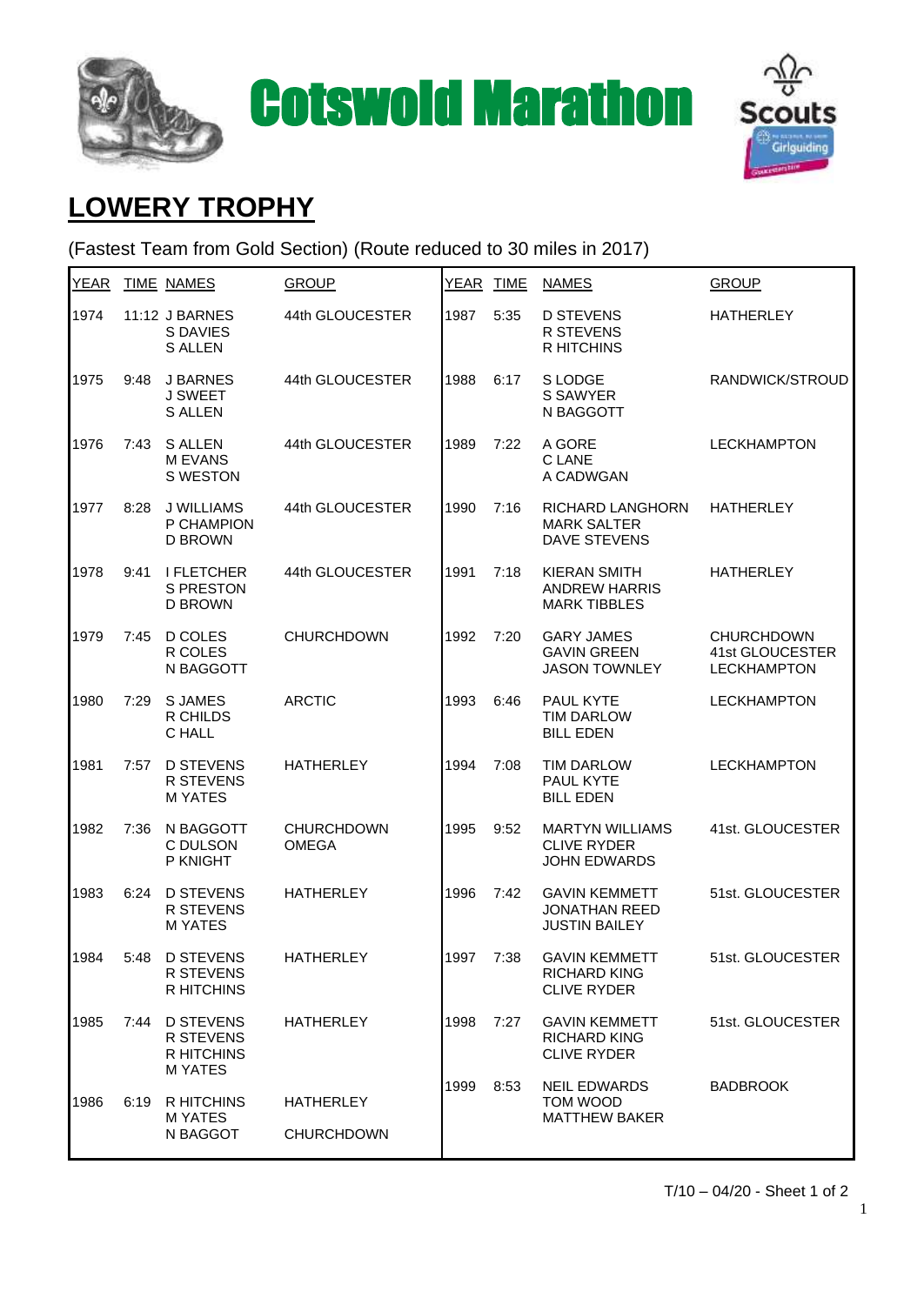# Cotswold Marathon

## LOWERY TROPHY

(Fastest Team from Gold Section) (Route reduced to 30 miles in 2017)

| YEAR | TIME | NAMES | GROUP | YEAR | TIME | NAMES | GROUP |
|---|---|---|---|---|---|---|---|
| 1974 | 11:12 | J BARNES<br>S DAVIES<br>S ALLEN | 44th GLOUCESTER | 1987 | 5:35 | D STEVENS<br>R STEVENS<br>R HITCHINS | HATHERLEY |
| 1975 | 9:48 | J BARNES<br>J SWEET<br>S ALLEN | 44th GLOUCESTER | 1988 | 6:17 | S LODGE<br>S SAWYER<br>N BAGGOTT | RANDWICK/STROUD |
| 1976 | 7:43 | S ALLEN<br>M EVANS<br>S WESTON | 44th GLOUCESTER | 1989 | 7:22 | A GORE<br>C LANE<br>A CADWGAN | LECKHAMPTON |
| 1977 | 8:28 | J WILLIAMS<br>P CHAMPION<br>D BROWN | 44th GLOUCESTER | 1990 | 7:16 | RICHARD LANGHORN<br>MARK SALTER<br>DAVE STEVENS | HATHERLEY |
| 1978 | 9:41 | I FLETCHER<br>S PRESTON<br>D BROWN | 44th GLOUCESTER | 1991 | 7:18 | KIERAN SMITH<br>ANDREW HARRIS<br>MARK TIBBLES | HATHERLEY |
| 1979 | 7:45 | D COLES<br>R COLES<br>N BAGGOTT | CHURCHDOWN | 1992 | 7:20 | GARY JAMES<br>GAVIN GREEN<br>JASON TOWNLEY | CHURCHDOWN<br>41st GLOUCESTER<br>LECKHAMPTON |
| 1980 | 7:29 | S JAMES<br>R CHILDS<br>C HALL | ARCTIC | 1993 | 6:46 | PAUL KYTE<br>TIM DARLOW<br>BILL EDEN | LECKHAMPTON |
| 1981 | 7:57 | D STEVENS<br>R STEVENS<br>M YATES | HATHERLEY | 1994 | 7:08 | TIM DARLOW<br>PAUL KYTE<br>BILL EDEN | LECKHAMPTON |
| 1982 | 7:36 | N BAGGOTT<br>C DULSON<br>P KNIGHT | CHURCHDOWN<br>OMEGA | 1995 | 9:52 | MARTYN WILLIAMS<br>CLIVE RYDER<br>JOHN EDWARDS | 41st. GLOUCESTER |
| 1983 | 6:24 | D STEVENS<br>R STEVENS<br>M YATES | HATHERLEY | 1996 | 7:42 | GAVIN KEMMETT<br>JONATHAN REED<br>JUSTIN BAILEY | 51st. GLOUCESTER |
| 1984 | 5:48 | D STEVENS<br>R STEVENS<br>R HITCHINS | HATHERLEY | 1997 | 7:38 | GAVIN KEMMETT<br>RICHARD KING<br>CLIVE RYDER | 51st. GLOUCESTER |
| 1985 | 7:44 | D STEVENS<br>R STEVENS<br>R HITCHINS<br>M YATES | HATHERLEY | 1998 | 7:27 | GAVIN KEMMETT<br>RICHARD KING<br>CLIVE RYDER | 51st. GLOUCESTER |
| 1986 | 6:19 | R HITCHINS<br>M YATES<br>N BAGGOT | HATHERLEY<br><br>CHURCHDOWN | 1999 | 8:53 | NEIL EDWARDS<br>TOM WOOD<br>MATTHEW BAKER | BADBROOK |

T/10 – 04/20 - Sheet 1 of 2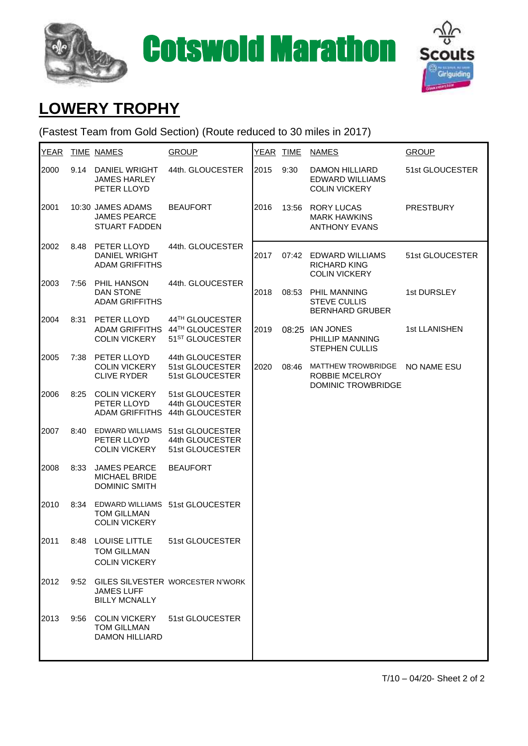# Cotswold Marathon

## LOWERY TROPHY

(Fastest Team from Gold Section) (Route reduced to 30 miles in 2017)

| YEAR | TIME | NAMES | GROUP |
|---|---|---|---|
| 2000 | 9.14 | DANIEL WRIGHT<br>JAMES HARLEY<br>PETER LLOYD | 44th. GLOUCESTER |
| 2001 | 10:30 | JAMES ADAMS<br>JAMES PEARCE<br>STUART FADDEN | BEAUFORT |
| 2002 | 8.48 | PETER LLOYD<br>DANIEL WRIGHT<br>ADAM GRIFFITHS | 44th. GLOUCESTER |
| 2003 | 7:56 | PHIL HANSON<br>DAN STONE<br>ADAM GRIFFITHS | 44th. GLOUCESTER |
| 2004 | 8:31 | PETER LLOYD<br>ADAM GRIFFITHS<br>COLIN VICKERY | 44TH GLOUCESTER<br>44TH GLOUCESTER<br>51ST GLOUCESTER |
| 2005 | 7:38 | PETER LLOYD<br>COLIN VICKERY<br>CLIVE RYDER | 44th GLOUCESTER<br>51st GLOUCESTER<br>51st GLOUCESTER |
| 2006 | 8:25 | COLIN VICKERY<br>PETER LLOYD<br>ADAM GRIFFITHS | 51st GLOUCESTER<br>44th GLOUCESTER<br>44th GLOUCESTER |
| 2007 | 8:40 | EDWARD WILLIAMS<br>PETER LLOYD<br>COLIN VICKERY | 51st GLOUCESTER<br>44th GLOUCESTER<br>51st GLOUCESTER |
| 2008 | 8:33 | JAMES PEARCE<br>MICHAEL BRIDE<br>DOMINIC SMITH | BEAUFORT |
| 2010 | 8:34 | EDWARD WILLIAMS<br>TOM GILLMAN<br>COLIN VICKERY | 51st GLOUCESTER |
| 2011 | 8:48 | LOUISE LITTLE<br>TOM GILLMAN<br>COLIN VICKERY | 51st GLOUCESTER |
| 2012 | 9:52 | GILES SILVESTER<br>JAMES LUFF<br>BILLY MCNALLY | WORCESTER N'WORK |
| 2013 | 9:56 | COLIN VICKERY<br>TOM GILLMAN<br>DAMON HILLIARD | 51st GLOUCESTER |
| 2015 | 9:30 | DAMON HILLIARD<br>EDWARD WILLIAMS<br>COLIN VICKERY | 51st GLOUCESTER |
| 2016 | 13:56 | RORY LUCAS<br>MARK HAWKINS<br>ANTHONY EVANS | PRESTBURY |
| 2017 | 07:42 | EDWARD WILLIAMS<br>RICHARD KING<br>COLIN VICKERY | 51st GLOUCESTER |
| 2018 | 08:53 | PHIL MANNING<br>STEVE CULLIS<br>BERNHARD GRUBER | 1st DURSLEY |
| 2019 | 08:25 | IAN JONES<br>PHILLIP MANNING<br>STEPHEN CULLIS | 1st LLANISHEN |
| 2020 | 08:46 | MATTHEW TROWBRIDGE<br>ROBBIE MCELROY<br>DOMINIC TROWBRIDGE | NO NAME ESU |

T/10 – 04/20- Sheet 2 of 2